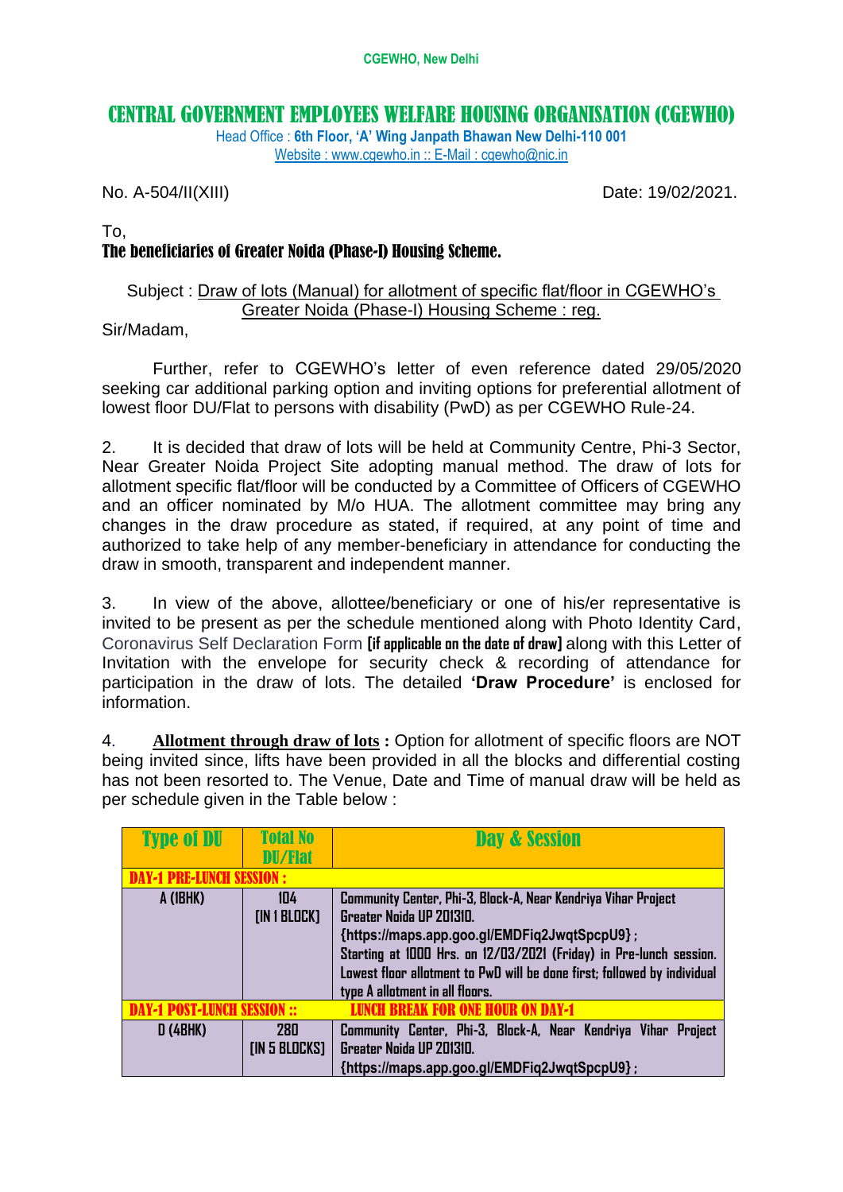CGEWHO, New Delhi

# CENTRAL GOVERNMENT EMPLOYEES WELFARE HOUSING ORGANISATION (CGEWHO)

Head Office : **6th Floor, 'A' Wing Janpath Bhawan New Delhi-110 001**
Website : www.cgewho.in :: E-Mail : cgewho@nic.in

No. A-504/II(XIII) Date: 19/02/2021.

To,
**The beneficiaries of Greater Noida (Phase-I) Housing Scheme.**

Subject : Draw of lots (Manual) for allotment of specific flat/floor in CGEWHO's Greater Noida (Phase-I) Housing Scheme : reg.

Sir/Madam,

Further, refer to CGEWHO's letter of even reference dated 29/05/2020 seeking car additional parking option and inviting options for preferential allotment of lowest floor DU/Flat to persons with disability (PwD) as per CGEWHO Rule-24.

2. It is decided that draw of lots will be held at Community Centre, Phi-3 Sector, Near Greater Noida Project Site adopting manual method. The draw of lots for allotment specific flat/floor will be conducted by a Committee of Officers of CGEWHO and an officer nominated by M/o HUA. The allotment committee may bring any changes in the draw procedure as stated, if required, at any point of time and authorized to take help of any member-beneficiary in attendance for conducting the draw in smooth, transparent and independent manner.

3. In view of the above, allottee/beneficiary or one of his/er representative is invited to be present as per the schedule mentioned along with Photo Identity Card, Coronavirus Self Declaration Form **[if applicable on the date of draw]** along with this Letter of Invitation with the envelope for security check & recording of attendance for participation in the draw of lots. The detailed **'Draw Procedure'** is enclosed for information.

4. **Allotment through draw of lots :** Option for allotment of specific floors are NOT being invited since, lifts have been provided in all the blocks and differential costing has not been resorted to. The Venue, Date and Time of manual draw will be held as per schedule given in the Table below :

| Type of DU | Total No DU/Flat | Day & Session |
|---|---|---|
| **DAY-1 PRE-LUNCH SESSION :** | | |
| A (1BHK) | 104 [IN 1 BLOCK] | Community Center, Phi-3, Block-A, Near Kendriya Vihar Project Greater Noida UP 201310. {https://maps.app.goo.gl/EMDFiq2JwqtSpcpU9} ; Starting at 1000 Hrs. on 12/03/2021 (Friday) in Pre-lunch session. Lowest floor allotment to PwD will be done first; followed by individual type A allotment in all floors. |
| **DAY-1 POST-LUNCH SESSION ::** | | **LUNCH BREAK FOR ONE HOUR ON DAY-1** |
| D (4BHK) | 280 [IN 5 BLOCKS] | Community Center, Phi-3, Block-A, Near Kendriya Vihar Project Greater Noida UP 201310. {https://maps.app.goo.gl/EMDFiq2JwqtSpcpU9} ; |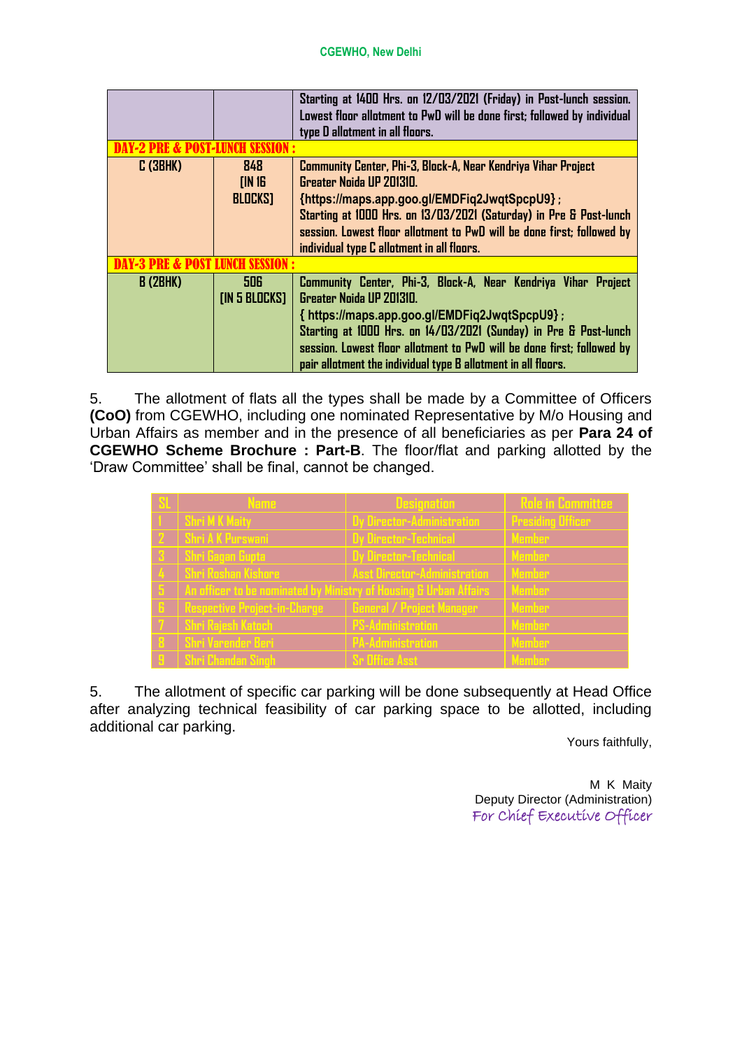| | | |
|---|---|---|
| | | Starting at 1400 Hrs. on 12/03/2021 (Friday) in Post-lunch session. Lowest floor allotment to PwD will be done first; followed by individual type D allotment in all floors. |
| **DAY-2 PRE & POST-LUNCH SESSION :** | | |
| C (3BHK) | 848 [IN 16 BLOCKS] | Community Center, Phi-3, Block-A, Near Kendriya Vihar Project Greater Noida UP 201310. {https://maps.app.goo.gl/EMDFiq2JwqtSpcpU9} ; Starting at 1000 Hrs. on 13/03/2021 (Saturday) in Pre & Post-lunch session. Lowest floor allotment to PwD will be done first; followed by individual type C allotment in all floors. |
| **DAY-3 PRE & POST LUNCH SESSION :** | | |
| B (2BHK) | 506 [IN 5 BLOCKS] | Community Center, Phi-3, Block-A, Near Kendriya Vihar Project Greater Noida UP 201310. { https://maps.app.goo.gl/EMDFiq2JwqtSpcpU9} ; Starting at 1000 Hrs. on 14/03/2021 (Sunday) in Pre & Post-lunch session. Lowest floor allotment to PwD will be done first; followed by pair allotment the individual type B allotment in all floors. |

5. The allotment of flats all the types shall be made by a Committee of Officers **(CoO)** from CGEWHO, including one nominated Representative by M/o Housing and Urban Affairs as member and in the presence of all beneficiaries as per **Para 24 of CGEWHO Scheme Brochure : Part-B**. The floor/flat and parking allotted by the 'Draw Committee' shall be final, cannot be changed.

| SL | Name | Designation | Role in Committee |
|---|---|---|---|
| 1 | Shri M K Maity | Dy Director-Administration | Presiding Officer |
| 2 | Shri A K Purswani | Dy Director-Technical | Member |
| 3 | Shri Gagan Gupta | Dy Director-Technical | Member |
| 4 | Shri Roshan Kishore | Asst Director-Administration | Member |
| 5 | An officer to be nominated by Ministry of Housing & Urban Affairs | | Member |
| 6 | Respective Project-in-Charge | General / Project Manager | Member |
| 7 | Shri Rajesh Katoch | PS-Administration | Member |
| 8 | Shri Varender Beri | PA-Administration | Member |
| 9 | Shri Chandan Singh | Sr Office Asst | Member |

5. The allotment of specific car parking will be done subsequently at Head Office after analyzing technical feasibility of car parking space to be allotted, including additional car parking.

Yours faithfully,

M K Maity
Deputy Director (Administration)
*For Chief Executive Officer*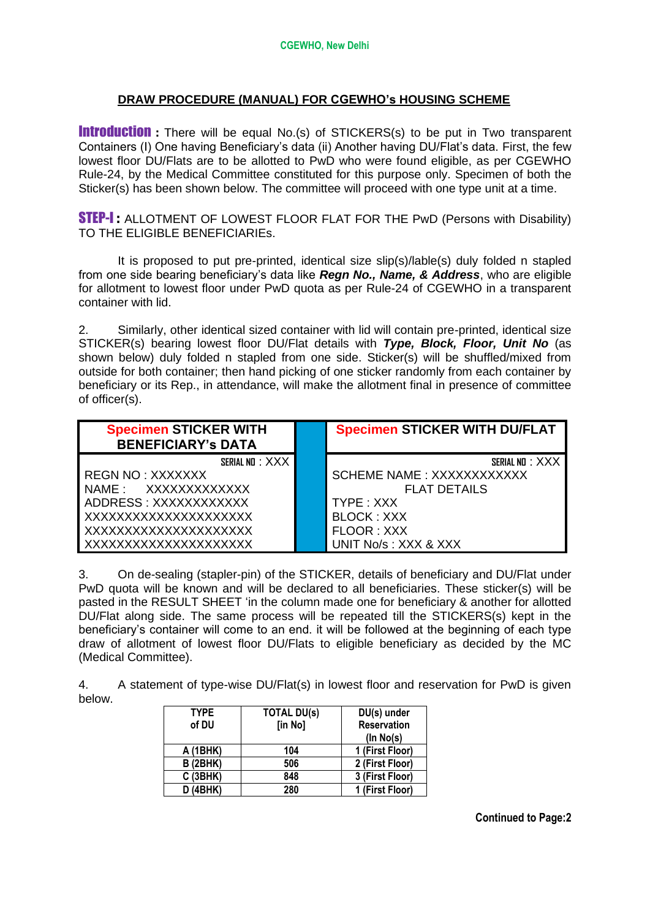CGEWHO, New Delhi

## DRAW PROCEDURE (MANUAL) FOR CGEWHO's HOUSING SCHEME

**Introduction :** There will be equal No.(s) of STICKERS(s) to be put in Two transparent Containers (I) One having Beneficiary's data (ii) Another having DU/Flat's data. First, the few lowest floor DU/Flats are to be allotted to PwD who were found eligible, as per CGEWHO Rule-24, by the Medical Committee constituted for this purpose only. Specimen of both the Sticker(s) has been shown below. The committee will proceed with one type unit at a time.

**STEP-I :** ALLOTMENT OF LOWEST FLOOR FLAT FOR THE PwD (Persons with Disability) TO THE ELIGIBLE BENEFICIARIEs.

It is proposed to put pre-printed, identical size slip(s)/lable(s) duly folded n stapled from one side bearing beneficiary's data like ***Regn No., Name, & Address***, who are eligible for allotment to lowest floor under PwD quota as per Rule-24 of CGEWHO in a transparent container with lid.

2. Similarly, other identical sized container with lid will contain pre-printed, identical size STICKER(s) bearing lowest floor DU/Flat details with ***Type, Block, Floor, Unit No*** (as shown below) duly folded n stapled from one side. Sticker(s) will be shuffled/mixed from outside for both container; then hand picking of one sticker randomly from each container by beneficiary or its Rep., in attendance, will make the allotment final in presence of committee of officer(s).

| Specimen STICKER WITH BENEFICIARY's DATA | Specimen STICKER WITH DU/FLAT |
|---|---|
| SERIAL NO : XXX | SERIAL NO : XXX |
| REGN NO : XXXXXXX | SCHEME NAME : XXXXXXXXXXX |
| NAME : XXXXXXXXXXXX | FLAT DETAILS |
| ADDRESS : XXXXXXXXXXXX | TYPE : XXX |
| XXXXXXXXXXXXXXXXXXXX | BLOCK : XXX |
| XXXXXXXXXXXXXXXXXXXX | FLOOR : XXX |
| XXXXXXXXXXXXXXXXXXXX | UNIT No/s : XXX & XXX |

3. On de-sealing (stapler-pin) of the STICKER, details of beneficiary and DU/Flat under PwD quota will be known and will be declared to all beneficiaries. These sticker(s) will be pasted in the RESULT SHEET 'in the column made one for beneficiary & another for allotted DU/Flat along side. The same process will be repeated till the STICKERS(s) kept in the beneficiary's container will come to an end. it will be followed at the beginning of each type draw of allotment of lowest floor DU/Flats to eligible beneficiary as decided by the MC (Medical Committee).

4. A statement of type-wise DU/Flat(s) in lowest floor and reservation for PwD is given below.

| TYPE of DU | TOTAL DU(s) [in No] | DU(s) under Reservation (In No(s) |
|---|---|---|
| A (1BHK) | 104 | 1 (First Floor) |
| B (2BHK) | 506 | 2 (First Floor) |
| C (3BHK) | 848 | 3 (First Floor) |
| D (4BHK) | 280 | 1 (First Floor) |

**Continued to Page:2**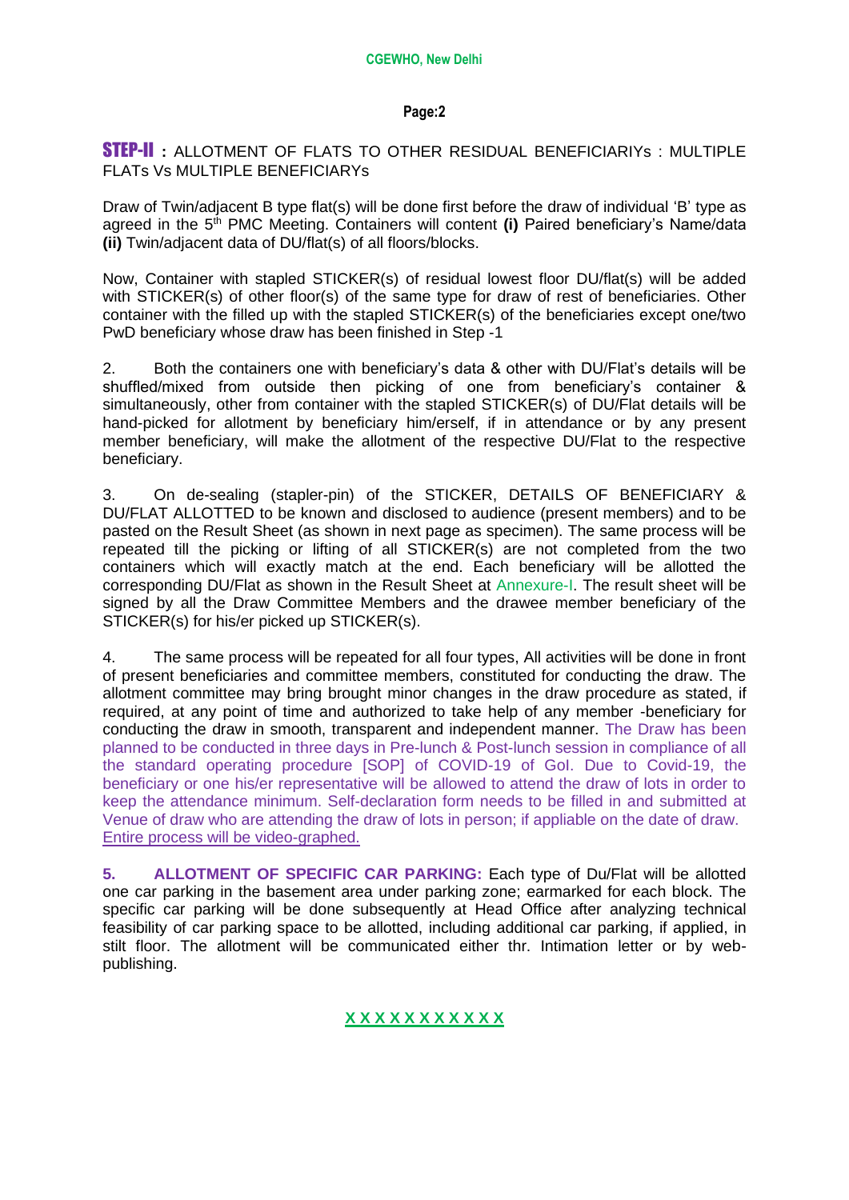**STEP-II :** ALLOTMENT OF FLATS TO OTHER RESIDUAL BENEFICIARIYs : MULTIPLE FLATs Vs MULTIPLE BENEFICIARYs

Draw of Twin/adjacent B type flat(s) will be done first before the draw of individual 'B' type as agreed in the 5th PMC Meeting. Containers will content **(i)** Paired beneficiary's Name/data **(ii)** Twin/adjacent data of DU/flat(s) of all floors/blocks.

Now, Container with stapled STICKER(s) of residual lowest floor DU/flat(s) will be added with STICKER(s) of other floor(s) of the same type for draw of rest of beneficiaries. Other container with the filled up with the stapled STICKER(s) of the beneficiaries except one/two PwD beneficiary whose draw has been finished in Step -1

2. Both the containers one with beneficiary's data & other with DU/Flat's details will be shuffled/mixed from outside then picking of one from beneficiary's container & simultaneously, other from container with the stapled STICKER(s) of DU/Flat details will be hand-picked for allotment by beneficiary him/erself, if in attendance or by any present member beneficiary, will make the allotment of the respective DU/Flat to the respective beneficiary.

3. On de-sealing (stapler-pin) of the STICKER, DETAILS OF BENEFICIARY & DU/FLAT ALLOTTED to be known and disclosed to audience (present members) and to be pasted on the Result Sheet (as shown in next page as specimen). The same process will be repeated till the picking or lifting of all STICKER(s) are not completed from the two containers which will exactly match at the end. Each beneficiary will be allotted the corresponding DU/Flat as shown in the Result Sheet at Annexure-I. The result sheet will be signed by all the Draw Committee Members and the drawee member beneficiary of the STICKER(s) for his/er picked up STICKER(s).

4. The same process will be repeated for all four types, All activities will be done in front of present beneficiaries and committee members, constituted for conducting the draw. The allotment committee may bring brought minor changes in the draw procedure as stated, if required, at any point of time and authorized to take help of any member -beneficiary for conducting the draw in smooth, transparent and independent manner. The Draw has been planned to be conducted in three days in Pre-lunch & Post-lunch session in compliance of all the standard operating procedure [SOP] of COVID-19 of GoI. Due to Covid-19, the beneficiary or one his/er representative will be allowed to attend the draw of lots in order to keep the attendance minimum. Self-declaration form needs to be filled in and submitted at Venue of draw who are attending the draw of lots in person; if appliable on the date of draw. Entire process will be video-graphed.

**5. ALLOTMENT OF SPECIFIC CAR PARKING:** Each type of Du/Flat will be allotted one car parking in the basement area under parking zone; earmarked for each block. The specific car parking will be done subsequently at Head Office after analyzing technical feasibility of car parking space to be allotted, including additional car parking, if applied, in stilt floor. The allotment will be communicated either thr. Intimation letter or by web-publishing.

**X X X X X X X X X X X**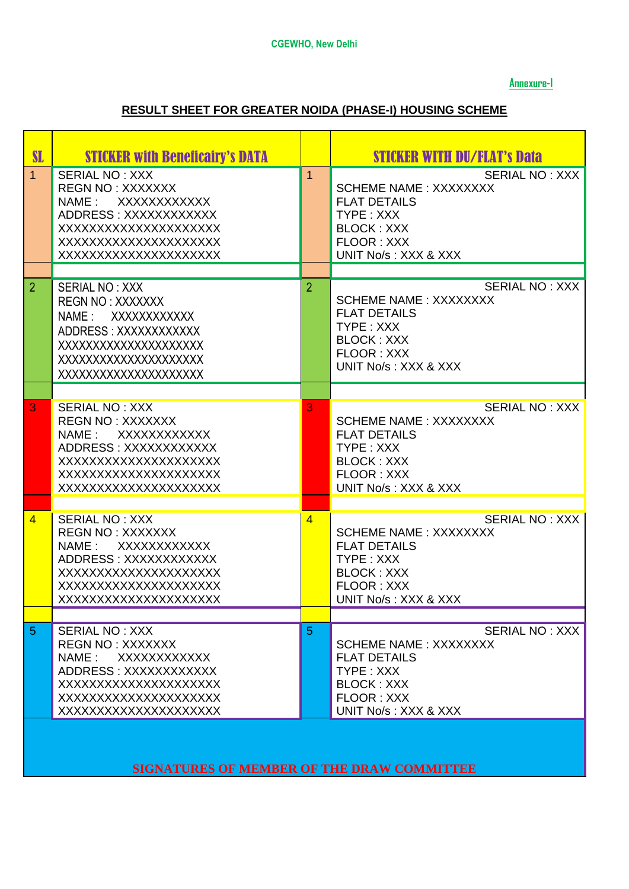CGEWHO, New Delhi

Annexure-I

**RESULT SHEET FOR GREATER NOIDA (PHASE-I) HOUSING SCHEME**

| SL | STICKER with Beneficairy's DATA | | STICKER WITH DU/FLAT's Data |
|---|---|---|---|
| 1 | SERIAL NO : XXX<br>REGN NO : XXXXXXX<br>NAME : XXXXXXXXXXXX<br>ADDRESS : XXXXXXXXXXXX<br>XXXXXXXXXXXXXXXXXXXX<br>XXXXXXXXXXXXXXXXXXXX<br>XXXXXXXXXXXXXXXXXXXX | 1 | SERIAL NO : XXX<br>SCHEME NAME : XXXXXXXX<br>FLAT DETAILS<br>TYPE : XXX<br>BLOCK : XXX<br>FLOOR : XXX<br>UNIT No/s : XXX & XXX |
| 2 | SERIAL NO : XXX<br>REGN NO : XXXXXXX<br>NAME : XXXXXXXXXXXX<br>ADDRESS : XXXXXXXXXXXX<br>XXXXXXXXXXXXXXXXXXXX<br>XXXXXXXXXXXXXXXXXXXX<br>XXXXXXXXXXXXXXXXXXXX | 2 | SERIAL NO : XXX<br>SCHEME NAME : XXXXXXXX<br>FLAT DETAILS<br>TYPE : XXX<br>BLOCK : XXX<br>FLOOR : XXX<br>UNIT No/s : XXX & XXX |
| 3 | SERIAL NO : XXX<br>REGN NO : XXXXXXX<br>NAME : XXXXXXXXXXXX<br>ADDRESS : XXXXXXXXXXXX<br>XXXXXXXXXXXXXXXXXXXX<br>XXXXXXXXXXXXXXXXXXXX<br>XXXXXXXXXXXXXXXXXXXX | 3 | SERIAL NO : XXX<br>SCHEME NAME : XXXXXXXX<br>FLAT DETAILS<br>TYPE : XXX<br>BLOCK : XXX<br>FLOOR : XXX<br>UNIT No/s : XXX & XXX |
| 4 | SERIAL NO : XXX<br>REGN NO : XXXXXXX<br>NAME : XXXXXXXXXXXX<br>ADDRESS : XXXXXXXXXXXX<br>XXXXXXXXXXXXXXXXXXXX<br>XXXXXXXXXXXXXXXXXXXX<br>XXXXXXXXXXXXXXXXXXXX | 4 | SERIAL NO : XXX<br>SCHEME NAME : XXXXXXXX<br>FLAT DETAILS<br>TYPE : XXX<br>BLOCK : XXX<br>FLOOR : XXX<br>UNIT No/s : XXX & XXX |
| 5 | SERIAL NO : XXX<br>REGN NO : XXXXXXX<br>NAME : XXXXXXXXXXXX<br>ADDRESS : XXXXXXXXXXXX<br>XXXXXXXXXXXXXXXXXXXX<br>XXXXXXXXXXXXXXXXXXXX<br>XXXXXXXXXXXXXXXXXXXX | 5 | SERIAL NO : XXX<br>SCHEME NAME : XXXXXXXX<br>FLAT DETAILS<br>TYPE : XXX<br>BLOCK : XXX<br>FLOOR : XXX<br>UNIT No/s : XXX & XXX |

SIGNATURES OF MEMBER OF THE DRAW COMMITTEE